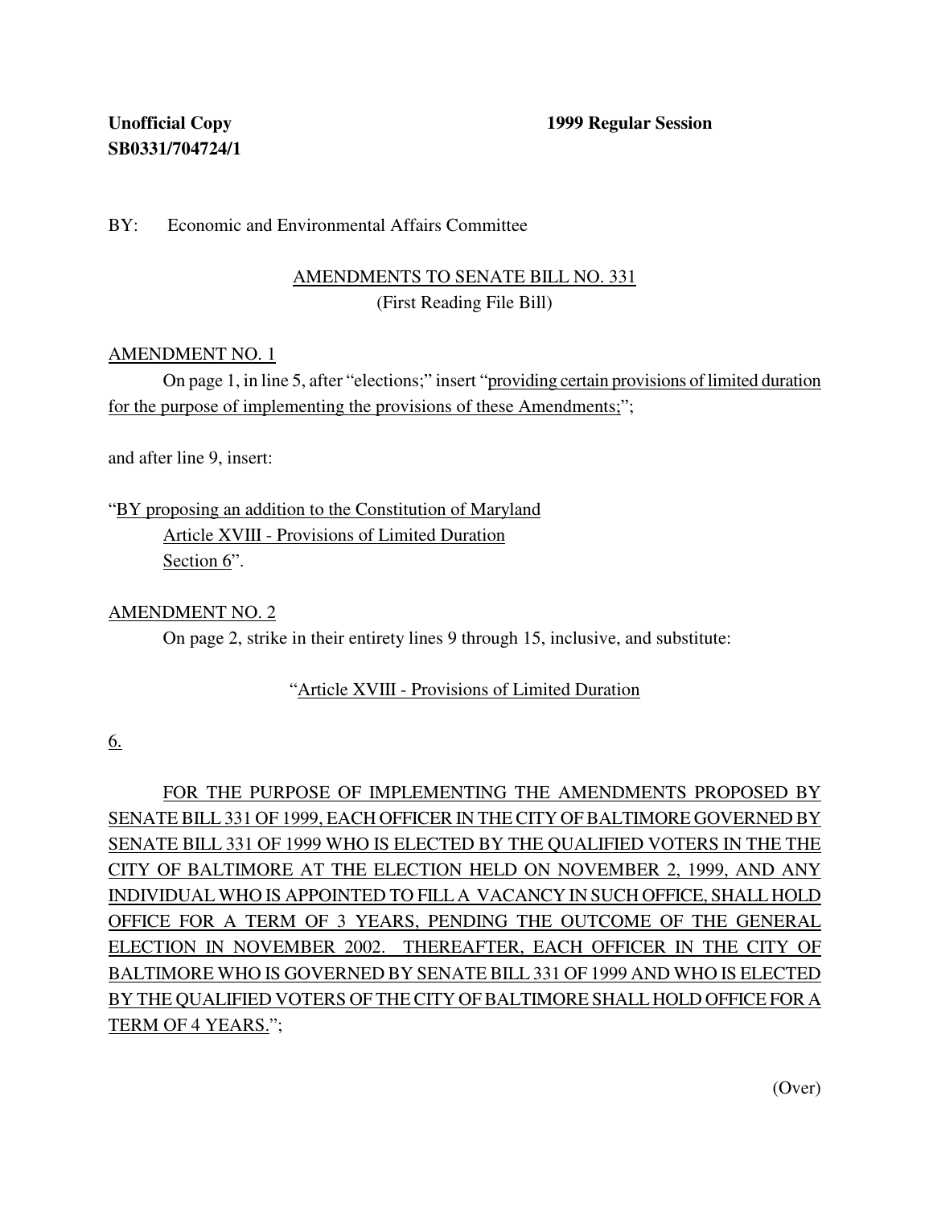**Unofficial Copy** **1999 Regular Session**
**SB0331/704724/1**

BY: Economic and Environmental Affairs Committee

AMENDMENTS TO SENATE BILL NO. 331
(First Reading File Bill)

AMENDMENT NO. 1

On page 1, in line 5, after "elections;" insert "providing certain provisions of limited duration for the purpose of implementing the provisions of these Amendments;";

and after line 9, insert:

"BY proposing an addition to the Constitution of Maryland
Article XVIII - Provisions of Limited Duration
Section 6".

AMENDMENT NO. 2

On page 2, strike in their entirety lines 9 through 15, inclusive, and substitute:

"Article XVIII - Provisions of Limited Duration

6.

FOR THE PURPOSE OF IMPLEMENTING THE AMENDMENTS PROPOSED BY SENATE BILL 331 OF 1999, EACH OFFICER IN THE CITY OF BALTIMORE GOVERNED BY SENATE BILL 331 OF 1999 WHO IS ELECTED BY THE QUALIFIED VOTERS IN THE THE CITY OF BALTIMORE AT THE ELECTION HELD ON NOVEMBER 2, 1999, AND ANY INDIVIDUAL WHO IS APPOINTED TO FILL A VACANCY IN SUCH OFFICE, SHALL HOLD OFFICE FOR A TERM OF 3 YEARS, PENDING THE OUTCOME OF THE GENERAL ELECTION IN NOVEMBER 2002. THEREAFTER, EACH OFFICER IN THE CITY OF BALTIMORE WHO IS GOVERNED BY SENATE BILL 331 OF 1999 AND WHO IS ELECTED BY THE QUALIFIED VOTERS OF THE CITY OF BALTIMORE SHALL HOLD OFFICE FOR A TERM OF 4 YEARS.";

(Over)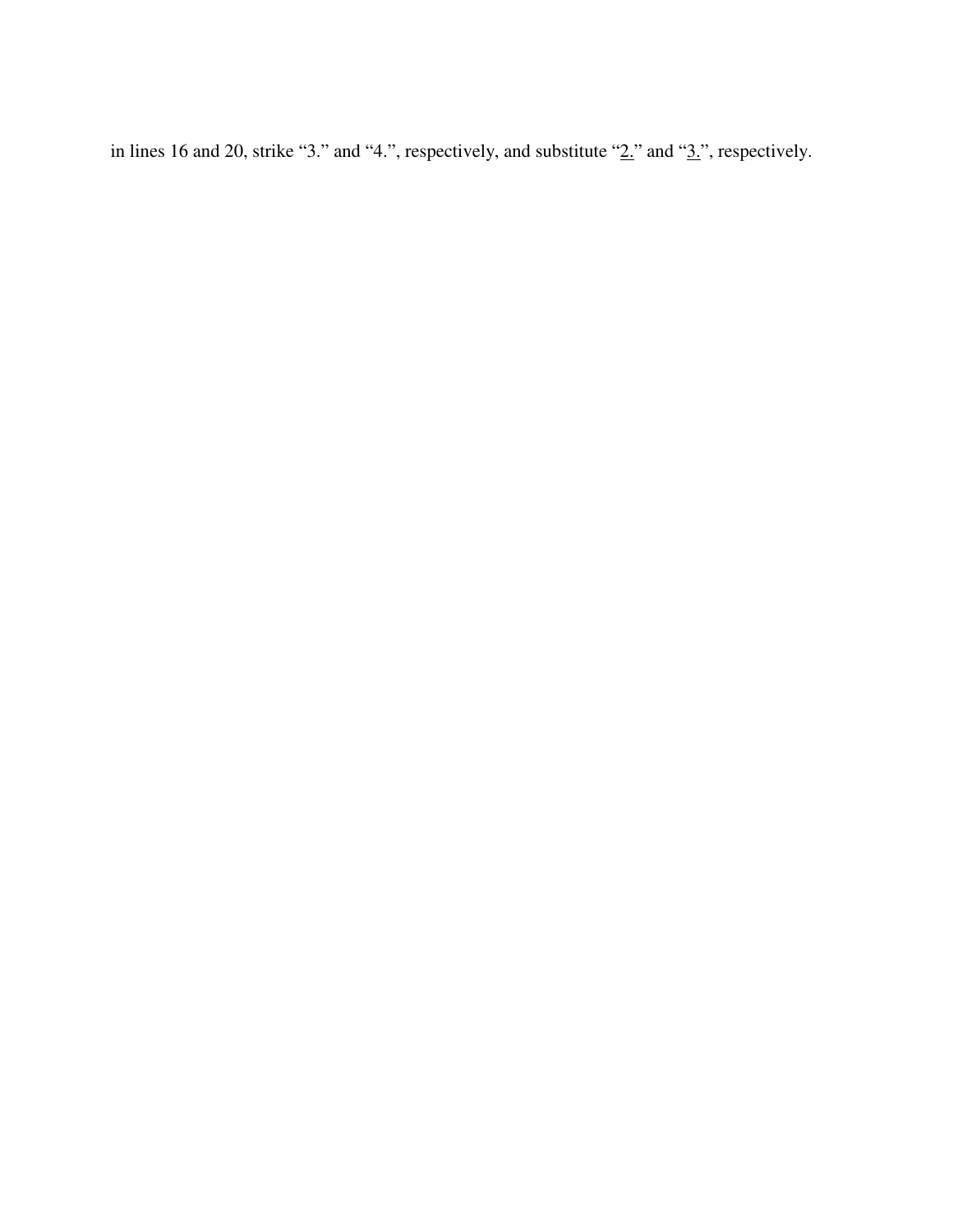in lines 16 and 20, strike "3." and "4.", respectively, and substitute "<u>2.</u>" and "<u>3.</u>", respectively.